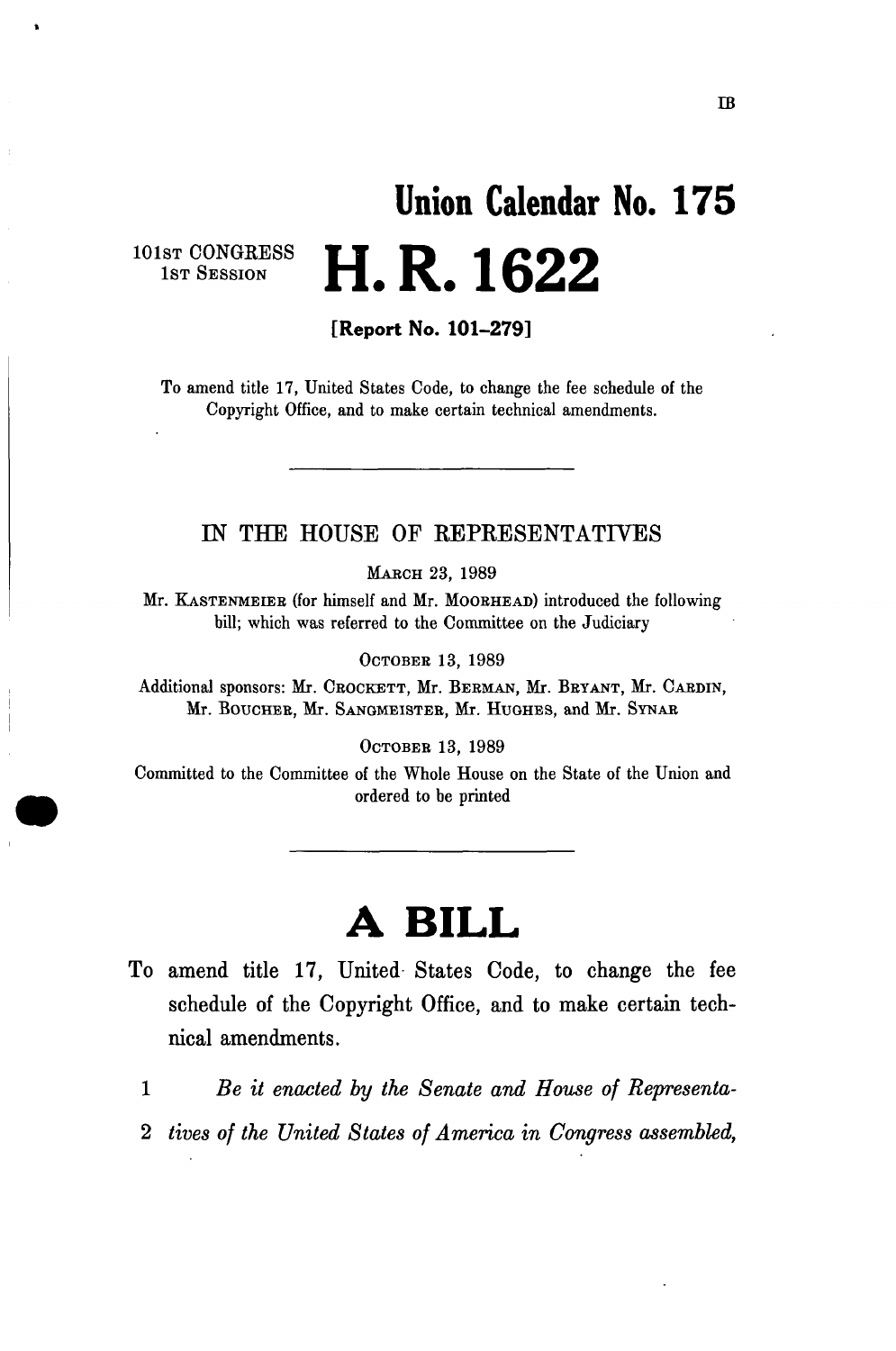IB

# Union Calendar No. 175

101ST CONGRESS
1ST SESSION

# H. R. 1622

**[Report No. 101-279]**

To amend title 17, United States Code, to change the fee schedule of the Copyright Office, and to make certain technical amendments.

---

IN THE HOUSE OF REPRESENTATIVES

MARCH 23, 1989

Mr. KASTENMEIER (for himself and Mr. MOORHEAD) introduced the following bill; which was referred to the Committee on the Judiciary

OCTOBER 13, 1989

Additional sponsors: Mr. CROCKETT, Mr. BERMAN, Mr. BRYANT, Mr. CARDIN, Mr. BOUCHER, Mr. SANGMEISTER, Mr. HUGHES, and Mr. SYNAR

OCTOBER 13, 1989

Committed to the Committee of the Whole House on the State of the Union and ordered to be printed

---

# A BILL

To amend title 17, United States Code, to change the fee schedule of the Copyright Office, and to make certain technical amendments.

1 *Be it enacted by the Senate and House of Representa-*
2 *tives of the United States of America in Congress assembled,*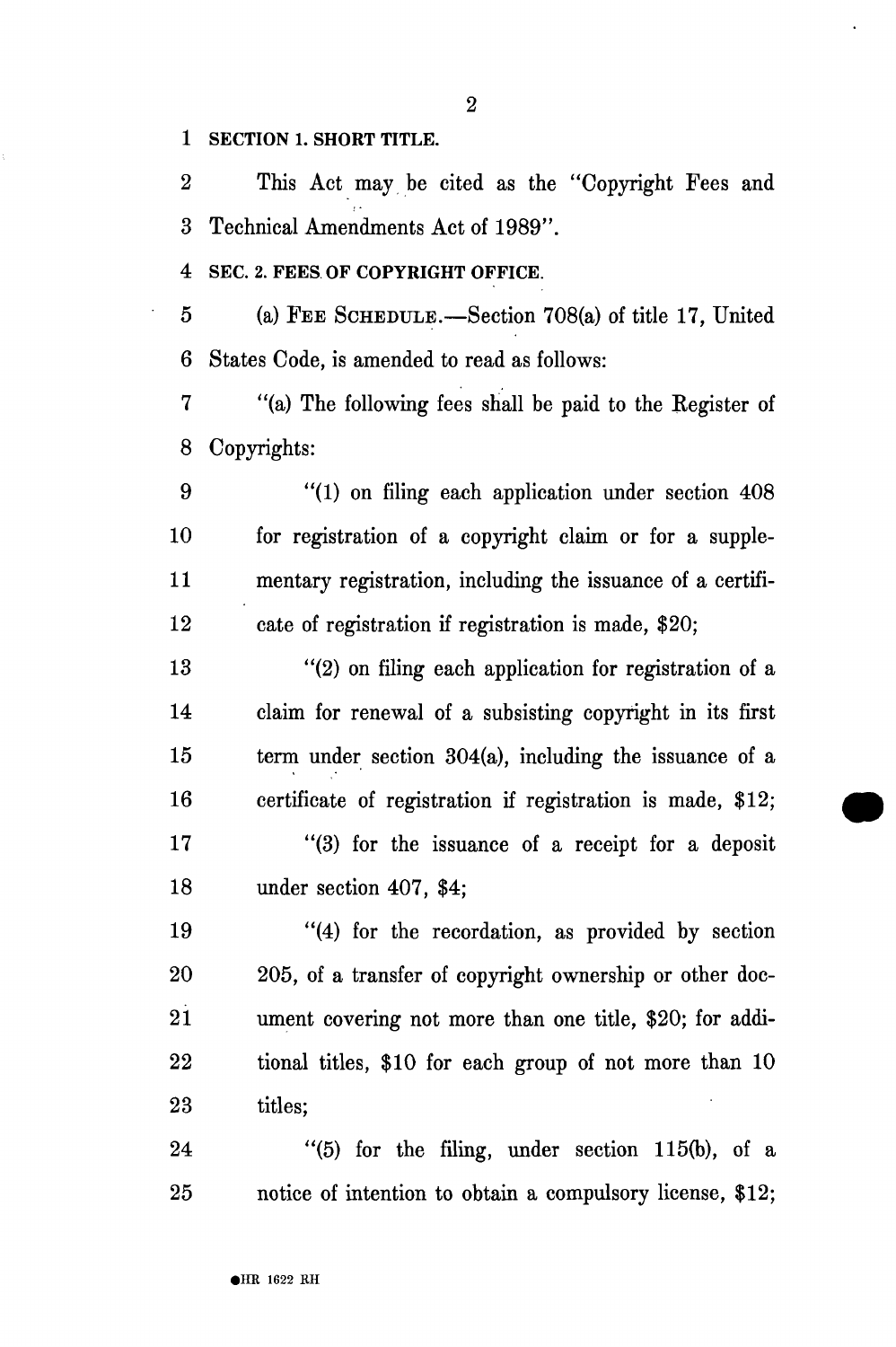**SECTION 1. SHORT TITLE.**

This Act may be cited as the "Copyright Fees and Technical Amendments Act of 1989".

**SEC. 2. FEES OF COPYRIGHT OFFICE.**

(a) FEE SCHEDULE.—Section 708(a) of title 17, United States Code, is amended to read as follows:

"(a) The following fees shall be paid to the Register of Copyrights:

"(1) on filing each application under section 408 for registration of a copyright claim or for a supplementary registration, including the issuance of a certificate of registration if registration is made, $20;

"(2) on filing each application for registration of a claim for renewal of a subsisting copyright in its first term under section 304(a), including the issuance of a certificate of registration if registration is made, $12;

"(3) for the issuance of a receipt for a deposit under section 407, $4;

"(4) for the recordation, as provided by section 205, of a transfer of copyright ownership or other document covering not more than one title, $20; for additional titles, $10 for each group of not more than 10 titles;

"(5) for the filing, under section 115(b), of a notice of intention to obtain a compulsory license, $12;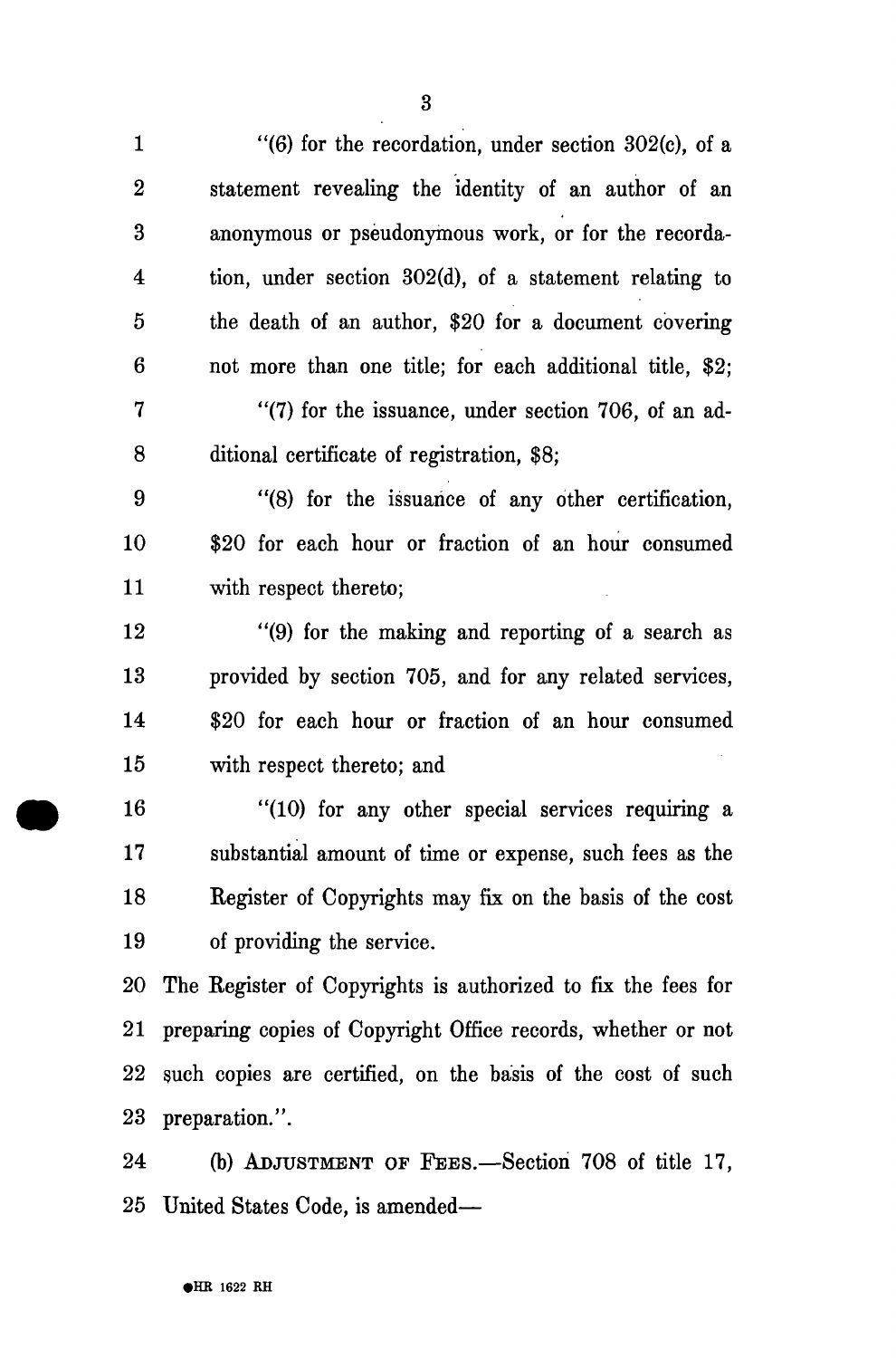"(6) for the recordation, under section 302(c), of a statement revealing the identity of an author of an anonymous or pseudonymous work, or for the recordation, under section 302(d), of a statement relating to the death of an author, $20 for a document covering not more than one title; for each additional title, $2;

"(7) for the issuance, under section 706, of an additional certificate of registration, $8;

"(8) for the issuance of any other certification, $20 for each hour or fraction of an hour consumed with respect thereto;

"(9) for the making and reporting of a search as provided by section 705, and for any related services, $20 for each hour or fraction of an hour consumed with respect thereto; and

"(10) for any other special services requiring a substantial amount of time or expense, such fees as the Register of Copyrights may fix on the basis of the cost of providing the service.

The Register of Copyrights is authorized to fix the fees for preparing copies of Copyright Office records, whether or not such copies are certified, on the basis of the cost of such preparation.".

(b) ADJUSTMENT OF FEES.—Section 708 of title 17, United States Code, is amended—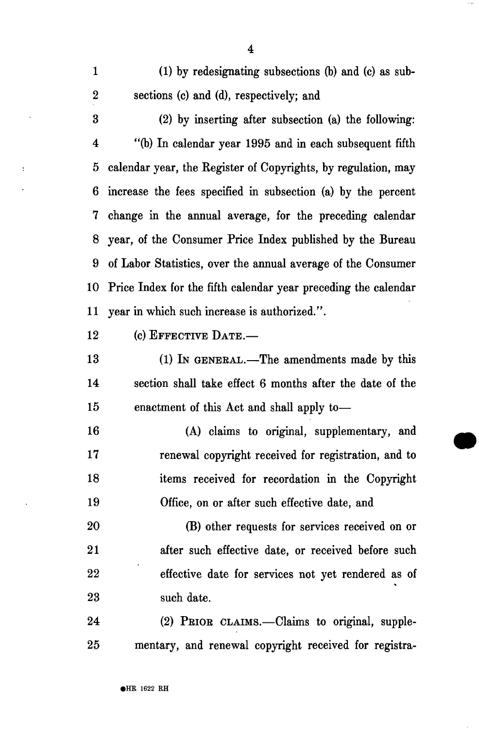(1) by redesignating subsections (b) and (c) as subsections (c) and (d), respectively; and

(2) by inserting after subsection (a) the following:

"(b) In calendar year 1995 and in each subsequent fifth calendar year, the Register of Copyrights, by regulation, may increase the fees specified in subsection (a) by the percent change in the annual average, for the preceding calendar year, of the Consumer Price Index published by the Bureau of Labor Statistics, over the annual average of the Consumer Price Index for the fifth calendar year preceding the calendar year in which such increase is authorized.".

(c) EFFECTIVE DATE.—

(1) IN GENERAL.—The amendments made by this section shall take effect 6 months after the date of the enactment of this Act and shall apply to—

(A) claims to original, supplementary, and renewal copyright received for registration, and to items received for recordation in the Copyright Office, on or after such effective date, and

(B) other requests for services received on or after such effective date, or received before such effective date for services not yet rendered as of such date.

(2) PRIOR CLAIMS.—Claims to original, supplementary, and renewal copyright received for registra-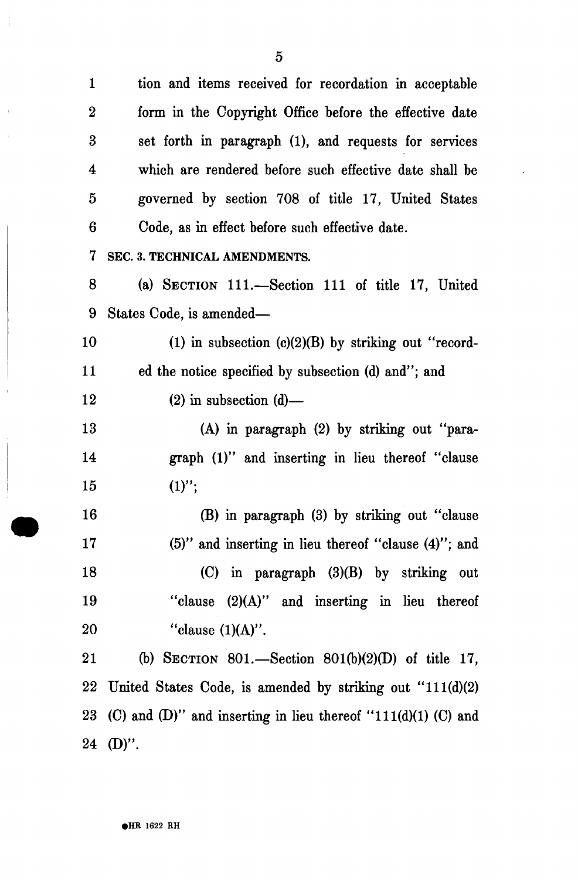tion and items received for recordation in acceptable form in the Copyright Office before the effective date set forth in paragraph (1), and requests for services which are rendered before such effective date shall be governed by section 708 of title 17, United States Code, as in effect before such effective date.

**SEC. 3. TECHNICAL AMENDMENTS.**

(a) SECTION 111.—Section 111 of title 17, United States Code, is amended—

(1) in subsection (c)(2)(B) by striking out "recorded the notice specified by subsection (d) and"; and

(2) in subsection (d)—

(A) in paragraph (2) by striking out "paragraph (1)" and inserting in lieu thereof "clause (1)";

(B) in paragraph (3) by striking out "clause (5)" and inserting in lieu thereof "clause (4)"; and

(C) in paragraph (3)(B) by striking out "clause (2)(A)" and inserting in lieu thereof "clause (1)(A)".

(b) SECTION 801.—Section 801(b)(2)(D) of title 17, United States Code, is amended by striking out "111(d)(2) (C) and (D)" and inserting in lieu thereof "111(d)(1) (C) and (D)".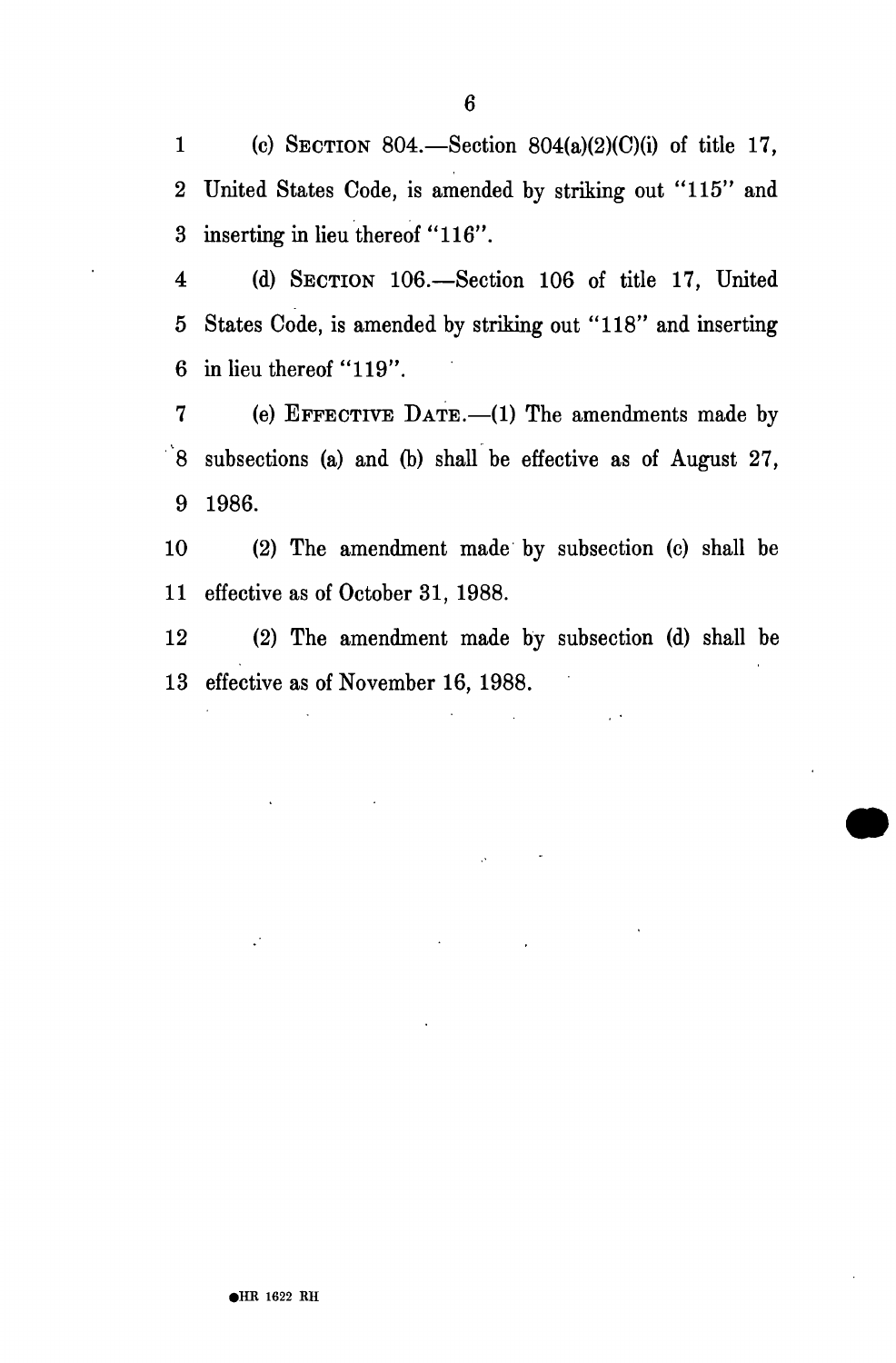(c) SECTION 804.—Section 804(a)(2)(C)(i) of title 17, United States Code, is amended by striking out "115" and inserting in lieu thereof "116".

(d) SECTION 106.—Section 106 of title 17, United States Code, is amended by striking out "118" and inserting in lieu thereof "119".

(e) EFFECTIVE DATE.—(1) The amendments made by subsections (a) and (b) shall be effective as of August 27, 1986.

(2) The amendment made by subsection (c) shall be effective as of October 31, 1988.

(2) The amendment made by subsection (d) shall be effective as of November 16, 1988.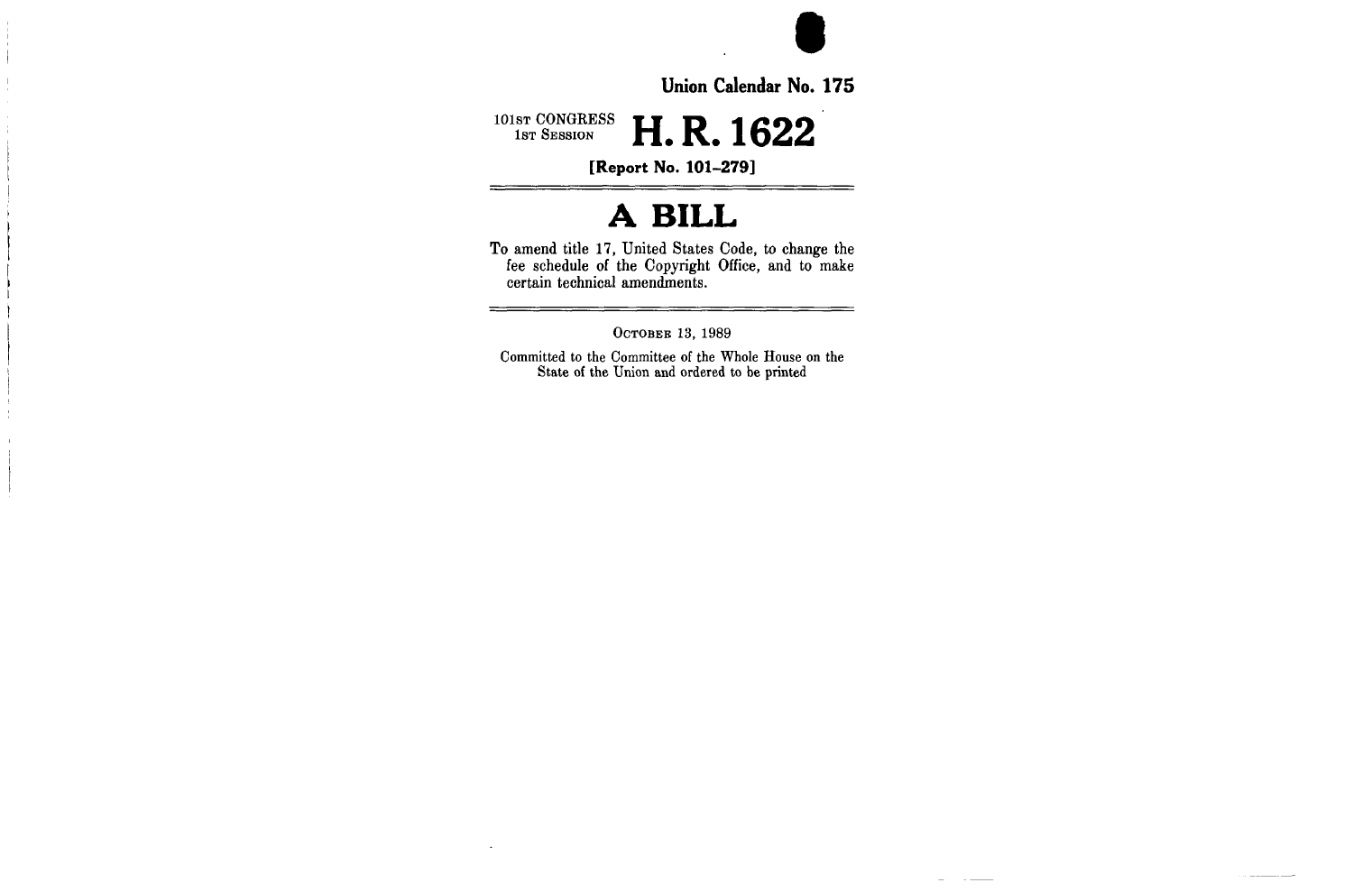Union Calendar No. 175

101ST CONGRESS
1ST SESSION

# H. R. 1622

**[Report No. 101–279]**

# A BILL

To amend title 17, United States Code, to change the fee schedule of the Copyright Office, and to make certain technical amendments.

OCTOBER 13, 1989

Committed to the Committee of the Whole House on the State of the Union and ordered to be printed